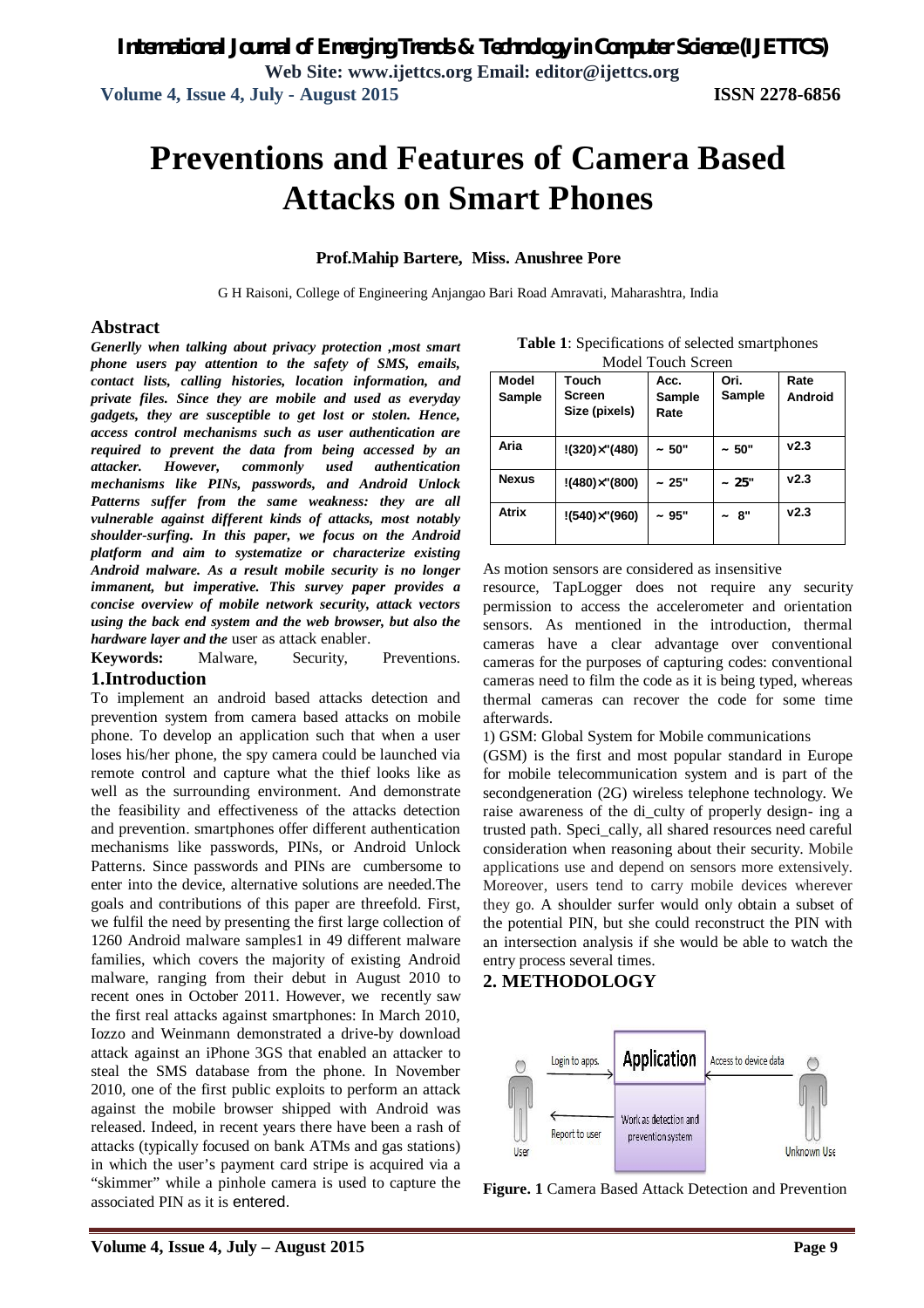# Preventions and Features of Camera Based Attacks on Smart Phones

**Prof.Mahip Bartere, Miss. Anushree Pore**

G H Raisoni, College of Engineering Anjangao Bari Road Amravati, Maharashtra, India

## Abstract

***Generlly when talking about privacy protection ,most smart phone users pay attention to the safety of SMS, emails, contact lists, calling histories, location information, and private files. Since they are mobile and used as everyday gadgets, they are susceptible to get lost or stolen. Hence, access control mechanisms such as user authentication are required to prevent the data from being accessed by an attacker. However, commonly used authentication mechanisms like PINs, passwords, and Android Unlock Patterns suffer from the same weakness: they are all vulnerable against different kinds of attacks, most notably shoulder-surfing. In this paper, we focus on the Android platform and aim to systematize or characterize existing Android malware. As a result mobile security is no longer immanent, but imperative. This survey paper provides a concise overview of mobile network security, attack vectors using the back end system and the web browser, but also the hardware layer and the*** user as attack enabler.

**Keywords:** Malware, Security, Preventions.

## 1.Introduction

To implement an android based attacks detection and prevention system from camera based attacks on mobile phone. To develop an application such that when a user loses his/her phone, the spy camera could be launched via remote control and capture what the thief looks like as well as the surrounding environment. And demonstrate the feasibility and effectiveness of the attacks detection and prevention. smartphones offer different authentication mechanisms like passwords, PINs, or Android Unlock Patterns. Since passwords and PINs are cumbersome to enter into the device, alternative solutions are needed.The goals and contributions of this paper are threefold. First, we fulfil the need by presenting the first large collection of 1260 Android malware samples1 in 49 different malware families, which covers the majority of existing Android malware, ranging from their debut in August 2010 to recent ones in October 2011. However, we recently saw the first real attacks against smartphones: In March 2010, Iozzo and Weinmann demonstrated a drive-by download attack against an iPhone 3GS that enabled an attacker to steal the SMS database from the phone. In November 2010, one of the first public exploits to perform an attack against the mobile browser shipped with Android was released. Indeed, in recent years there have been a rash of attacks (typically focused on bank ATMs and gas stations) in which the user's payment card stripe is acquired via a "skimmer" while a pinhole camera is used to capture the associated PIN as it is entered.

**Table 1**: Specifications of selected smartphones Model Touch Screen

| Model Sample | Touch Screen Size (pixels) | Acc. Sample Rate | Ori. Sample | Rate Android |
|---|---|---|---|---|
| Aria | !(320)×"(480) | ~ 50" | ~ 50" | v2.3 |
| Nexus | !(480)×"(800) | ~ 25" | ~ 25" | v2.3 |
| Atrix | !(540)×"(960) | ~ 95" | ~ 8" | v2.3 |

As motion sensors are considered as insensitive resource, TapLogger does not require any security permission to access the accelerometer and orientation sensors. As mentioned in the introduction, thermal cameras have a clear advantage over conventional cameras for the purposes of capturing codes: conventional cameras need to film the code as it is being typed, whereas thermal cameras can recover the code for some time afterwards.

1) GSM: Global System for Mobile communications (GSM) is the first and most popular standard in Europe for mobile telecommunication system and is part of the secondgeneration (2G) wireless telephone technology. We raise awareness of the di_culty of properly design- ing a trusted path. Speci_cally, all shared resources need careful consideration when reasoning about their security. Mobile applications use and depend on sensors more extensively. Moreover, users tend to carry mobile devices wherever they go. A shoulder surfer would only obtain a subset of the potential PIN, but she could reconstruct the PIN with an intersection analysis if she would be able to watch the entry process several times.

## 2. METHODOLOGY

**Figure. 1** Camera Based Attack Detection and Prevention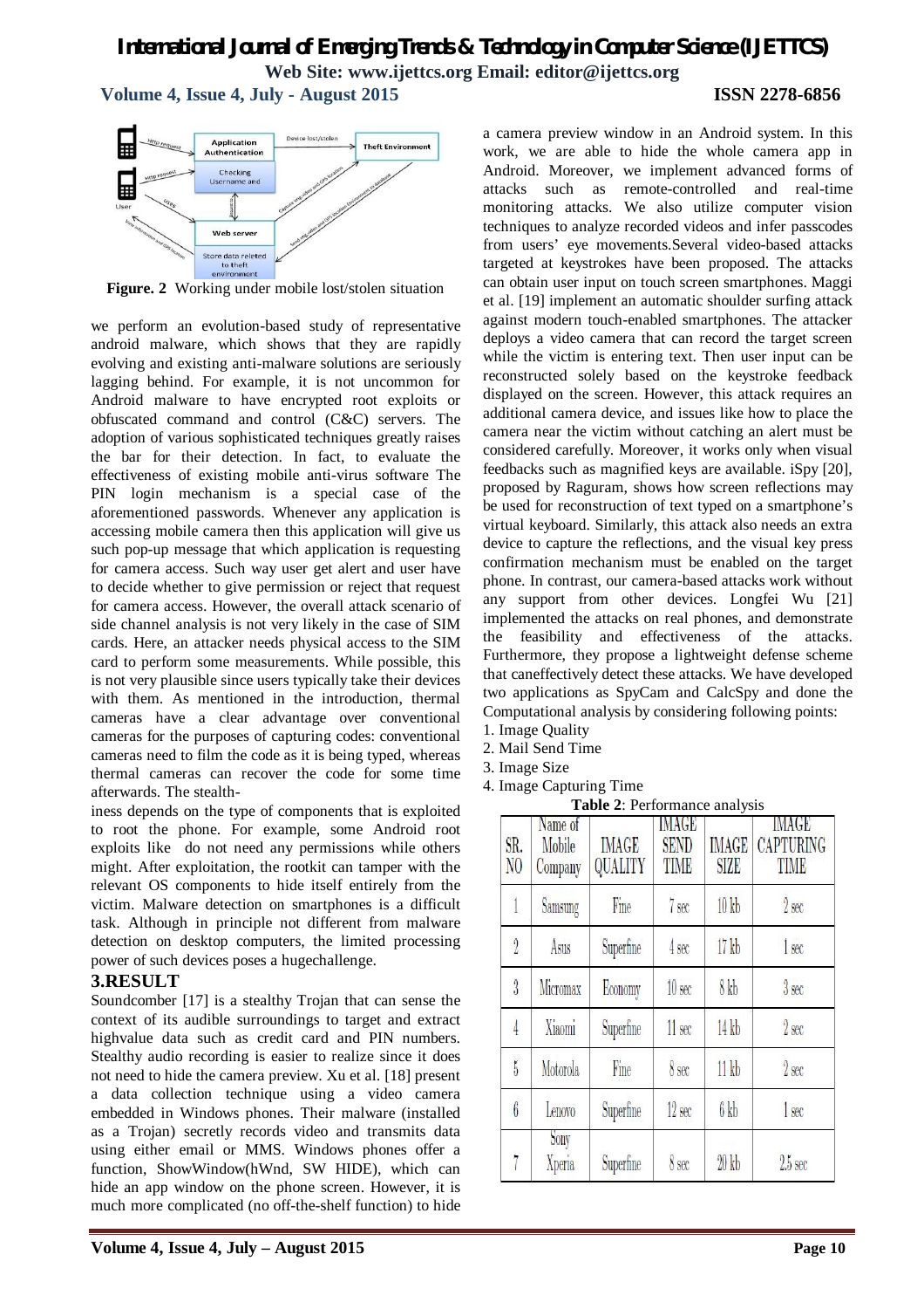Figure. 2 Working under mobile lost/stolen situation

we perform an evolution-based study of representative android malware, which shows that they are rapidly evolving and existing anti-malware solutions are seriously lagging behind. For example, it is not uncommon for Android malware to have encrypted root exploits or obfuscated command and control (C&C) servers. The adoption of various sophisticated techniques greatly raises the bar for their detection. In fact, to evaluate the effectiveness of existing mobile anti-virus software The PIN login mechanism is a special case of the aforementioned passwords. Whenever any application is accessing mobile camera then this application will give us such pop-up message that which application is requesting for camera access. Such way user get alert and user have to decide whether to give permission or reject that request for camera access. However, the overall attack scenario of side channel analysis is not very likely in the case of SIM cards. Here, an attacker needs physical access to the SIM card to perform some measurements. While possible, this is not very plausible since users typically take their devices with them. As mentioned in the introduction, thermal cameras have a clear advantage over conventional cameras for the purposes of capturing codes: conventional cameras need to film the code as it is being typed, whereas thermal cameras can recover the code for some time afterwards. The stealth-iness depends on the type of components that is exploited to root the phone. For example, some Android root exploits like do not need any permissions while others might. After exploitation, the rootkit can tamper with the relevant OS components to hide itself entirely from the victim. Malware detection on smartphones is a difficult task. Although in principle not different from malware detection on desktop computers, the limited processing power of such devices poses a hugechallenge.

## 3.RESULT

Soundcomber [17] is a stealthy Trojan that can sense the context of its audible surroundings to target and extract highvalue data such as credit card and PIN numbers. Stealthy audio recording is easier to realize since it does not need to hide the camera preview. Xu et al. [18] present a data collection technique using a video camera embedded in Windows phones. Their malware (installed as a Trojan) secretly records video and transmits data using either email or MMS. Windows phones offer a function, ShowWindow(hWnd, SW HIDE), which can hide an app window on the phone screen. However, it is much more complicated (no off-the-shelf function) to hide a camera preview window in an Android system. In this work, we are able to hide the whole camera app in Android. Moreover, we implement advanced forms of attacks such as remote-controlled and real-time monitoring attacks. We also utilize computer vision techniques to analyze recorded videos and infer passcodes from users' eye movements.Several video-based attacks targeted at keystrokes have been proposed. The attacks can obtain user input on touch screen smartphones. Maggi et al. [19] implement an automatic shoulder surfing attack against modern touch-enabled smartphones. The attacker deploys a video camera that can record the target screen while the victim is entering text. Then user input can be reconstructed solely based on the keystroke feedback displayed on the screen. However, this attack requires an additional camera device, and issues like how to place the camera near the victim without catching an alert must be considered carefully. Moreover, it works only when visual feedbacks such as magnified keys are available. iSpy [20], proposed by Raguram, shows how screen reflections may be used for reconstruction of text typed on a smartphone's virtual keyboard. Similarly, this attack also needs an extra device to capture the reflections, and the visual key press confirmation mechanism must be enabled on the target phone. In contrast, our camera-based attacks work without any support from other devices. Longfei Wu [21] implemented the attacks on real phones, and demonstrate the feasibility and effectiveness of the attacks. Furthermore, they propose a lightweight defense scheme that caneffectively detect these attacks. We have developed two applications as SpyCam and CalcSpy and done the Computational analysis by considering following points:

1. Image Quality
2. Mail Send Time
3. Image Size
4. Image Capturing Time

**Table 2**: Performance analysis

| SR. NO | Name of Mobile Company | IMAGE QUALITY | IMAGE SEND TIME | IMAGE SIZE | IMAGE CAPTURING TIME |
|---|---|---|---|---|---|
| 1 | Samsung | Fine | 7 sec | 10 kb | 2 sec |
| 2 | Asus | Superfine | 4 sec | 17 kb | 1 sec |
| 3 | Micromax | Economy | 10 sec | 8 kb | 3 sec |
| 4 | Xiaomi | Superfine | 11 sec | 14 kb | 2 sec |
| 5 | Motorola | Fine | 8 sec | 11 kb | 2 sec |
| 6 | Lenovo | Superfine | 12 sec | 6 kb | 1 sec |
| 7 | Sony Xperia | Superfine | 8 sec | 20 kb | 2.5 sec |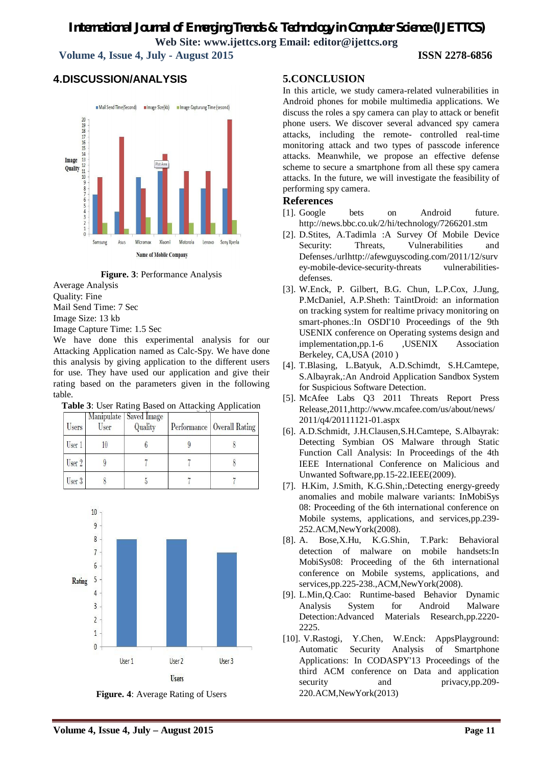## 4.DISCUSSION/ANALYSIS

**Figure. 3**: Performance Analysis

Average Analysis

Quality: Fine

Mail Send Time: 7 Sec

Image Size: 13 kb

Image Capture Time: 1.5 Sec

We have done this experimental analysis for our Attacking Application named as Calc-Spy. We have done this analysis by giving application to the different users for use. They have used our application and give their rating based on the parameters given in the following table.

**Table 3**: User Rating Based on Attacking Application

| Users | Manipulate User | Saved Image Quality | Performance | Overall Rating |
|---|---|---|---|---|
| User 1 | 10 | 6 | 9 | 8 |
| User 2 | 9 | 7 | 7 | 8 |
| User 3 | 8 | 5 | 7 | 7 |

**Figure. 4**: Average Rating of Users

## 5.CONCLUSION

In this article, we study camera-related vulnerabilities in Android phones for mobile multimedia applications. We discuss the roles a spy camera can play to attack or benefit phone users. We discover several advanced spy camera attacks, including the remote- controlled real-time monitoring attack and two types of passcode inference attacks. Meanwhile, we propose an effective defense scheme to secure a smartphone from all these spy camera attacks. In the future, we will investigate the feasibility of performing spy camera.

## References

[1]. Google bets on Android future. http://news.bbc.co.uk/2/hi/technology/7266201.stm

[2]. D.Stites, A.Tadimla :A Survey Of Mobile Device Security: Threats, Vulnerabilities and Defenses./urlhttp://afewguyscoding.com/2011/12/survey-mobile-device-security-threats vulnerabilities-defenses.

[3]. W.Enck, P. Gilbert, B.G. Chun, L.P.Cox, J.Jung, P.McDaniel, A.P.Sheth: TaintDroid: an information on tracking system for realtime privacy monitoring on smart-phones.:In OSDI'10 Proceedings of the 9th USENIX conference on Operating systems design and implementation,pp.1-6 ,USENIX Association Berkeley, CA,USA (2010 )

[4]. T.Blasing, L.Batyuk, A.D.Schimdt, S.H.Camtepe, S.Albayrak,:An Android Application Sandbox System for Suspicious Software Detection.

[5]. McAfee Labs Q3 2011 Threats Report Press Release,2011,http://www.mcafee.com/us/about/news/2011/q4/20111121-01.aspx

[6]. A.D.Schmidt, J.H.Clausen,S.H.Camtepe, S.Albayrak: Detecting Symbian OS Malware through Static Function Call Analysis: In Proceedings of the 4th IEEE International Conference on Malicious and Unwanted Software,pp.15-22.IEEE(2009).

[7]. H.Kim, J.Smith, K.G.Shin,:Detecting energy-greedy anomalies and mobile malware variants: InMobiSys 08: Proceeding of the 6th international conference on Mobile systems, applications, and services,pp.239-252.ACM,NewYork(2008).

[8]. A. Bose,X.Hu, K.G.Shin, T.Park: Behavioral detection of malware on mobile handsets:In MobiSys08: Proceeding of the 6th international conference on Mobile systems, applications, and services,pp.225-238.,ACM,NewYork(2008).

[9]. L.Min,Q.Cao: Runtime-based Behavior Dynamic Analysis System for Android Malware Detection:Advanced Materials Research,pp.2220-2225.

[10]. V.Rastogi, Y.Chen, W.Enck: AppsPlayground: Automatic Security Analysis of Smartphone Applications: In CODASPY'13 Proceedings of the third ACM conference on Data and application security and privacy,pp.209-220.ACM,NewYork(2013)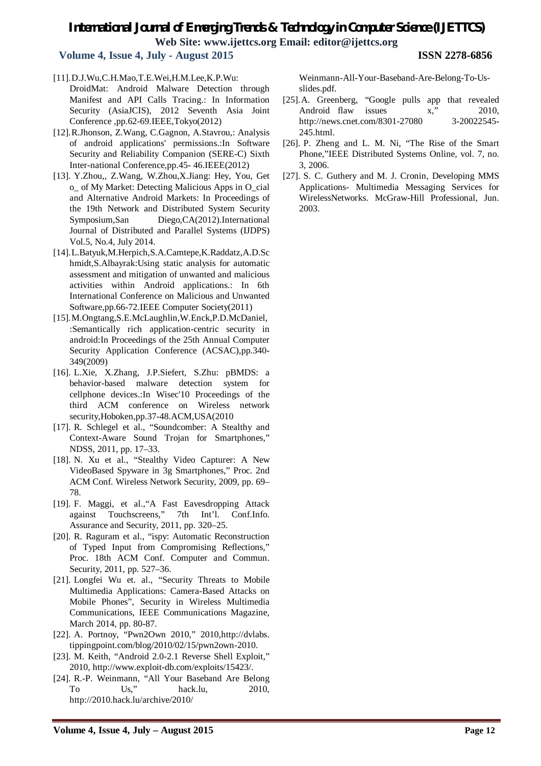[11]. D.J.Wu,C.H.Mao,T.E.Wei,H.M.Lee,K.P.Wu: DroidMat: Android Malware Detection through Manifest and API Calls Tracing.: In Information Security (AsiaJCIS), 2012 Seventh Asia Joint Conference ,pp.62-69.IEEE,Tokyo(2012)

[12]. R.Jhonson, Z.Wang, C.Gagnon, A.Stavrou,: Analysis of android applications' permissions.:In Software Security and Reliability Companion (SERE-C) Sixth Inter-national Conference,pp.45- 46.IEEE(2012)

[13]. Y.Zhou,, Z.Wang, W.Zhou,X.Jiang: Hey, You, Get o_ of My Market: Detecting Malicious Apps in O_cial and Alternative Android Markets: In Proceedings of the 19th Network and Distributed System Security Symposium,San Diego,CA(2012).International Journal of Distributed and Parallel Systems (IJDPS) Vol.5, No.4, July 2014.

[14]. L.Batyuk,M.Herpich,S.A.Camtepe,K.Raddatz,A.D.Schmidt,S.Albayrak:Using static analysis for automatic assessment and mitigation of unwanted and malicious activities within Android applications.: In 6th International Conference on Malicious and Unwanted Software,pp.66-72.IEEE Computer Society(2011)

[15]. M.Ongtang,S.E.McLaughlin,W.Enck,P.D.McDaniel, :Semantically rich application-centric security in android:In Proceedings of the 25th Annual Computer Security Application Conference (ACSAC),pp.340-349(2009)

[16]. L.Xie, X.Zhang, J.P.Siefert, S.Zhu: pBMDS: a behavior-based malware detection system for cellphone devices.:In Wisec'10 Proceedings of the third ACM conference on Wireless network security,Hoboken,pp.37-48.ACM,USA(2010

[17]. R. Schlegel et al., "Soundcomber: A Stealthy and Context-Aware Sound Trojan for Smartphones," NDSS, 2011, pp. 17–33.

[18]. N. Xu et al., "Stealthy Video Capturer: A New VideoBased Spyware in 3g Smartphones," Proc. 2nd ACM Conf. Wireless Network Security, 2009, pp. 69–78.

[19]. F. Maggi, et al.,"A Fast Eavesdropping Attack against Touchscreens," 7th Int'l. Conf.Info. Assurance and Security, 2011, pp. 320–25.

[20]. R. Raguram et al., "ispy: Automatic Reconstruction of Typed Input from Compromising Reflections," Proc. 18th ACM Conf. Computer and Commun. Security, 2011, pp. 527–36.

[21]. Longfei Wu et. al., "Security Threats to Mobile Multimedia Applications: Camera-Based Attacks on Mobile Phones", Security in Wireless Multimedia Communications, IEEE Communications Magazine, March 2014, pp. 80-87.

[22]. A. Portnoy, "Pwn2Own 2010," 2010,http://dvlabs. tippingpoint.com/blog/2010/02/15/pwn2own-2010.

[23]. M. Keith, "Android 2.0-2.1 Reverse Shell Exploit," 2010, http://www.exploit-db.com/exploits/15423/.

[24]. R.-P. Weinmann, "All Your Baseband Are Belong To Us," hack.lu, 2010, http://2010.hack.lu/archive/2010/ Weinmann-All-Your-Baseband-Are-Belong-To-Us-slides.pdf.

[25]. A. Greenberg, "Google pulls app that revealed Android flaw issues x," 2010, http://news.cnet.com/8301-27080 3-20022545-245.html.

[26]. P. Zheng and L. M. Ni, "The Rise of the Smart Phone,"IEEE Distributed Systems Online, vol. 7, no. 3, 2006.

[27]. S. C. Guthery and M. J. Cronin, Developing MMS Applications- Multimedia Messaging Services for WirelessNetworks. McGraw-Hill Professional, Jun. 2003.